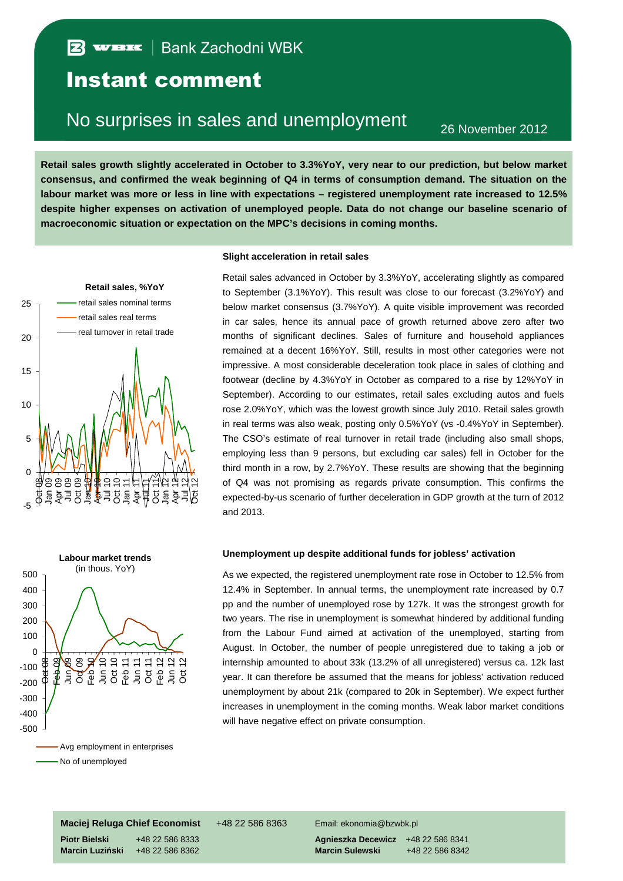Bank Zachodni WBK

# Instant comment

## No surprises in sales and unemployment

26 November 2012

**Retail sales growth slightly accelerated in October to 3.3%YoY, very near to our prediction, but below market consensus, and confirmed the weak beginning of Q4 in terms of consumption demand. The situation on the labour market was more or less in line with expectations – registered unemployment rate increased to 12.5% despite higher expenses on activation of unemployed people. Data do not change our baseline scenario of macroeconomic situation or expectation on the MPC's decisions in coming months.**

### Slight acceleration in retail sales

Retail sales advanced in October by 3.3%YoY, accelerating slightly as compared to September (3.1%YoY). This result was close to our forecast (3.2%YoY) and below market consensus (3.7%YoY). A quite visible improvement was recorded in car sales, hence its annual pace of growth returned above zero after two months of significant declines. Sales of furniture and household appliances remained at a decent 16%YoY. Still, results in most other categories were not impressive. A most considerable deceleration took place in sales of clothing and footwear (decline by 4.3%YoY in October as compared to a rise by 12%YoY in September). According to our estimates, retail sales excluding autos and fuels rose 2.0%YoY, which was the lowest growth since July 2010. Retail sales growth in real terms was also weak, posting only 0.5%YoY (vs -0.4%YoY in September). The CSO's estimate of real turnover in retail trade (including also small shops, employing less than 9 persons, but excluding car sales) fell in October for the third month in a row, by 2.7%YoY. These results are showing that the beginning of Q4 was not promising as regards private consumption. This confirms the expected-by-us scenario of further deceleration in GDP growth at the turn of 2012 and 2013.

Retail sales, %YoY

### Unemployment up despite additional funds for jobless' activation

As we expected, the registered unemployment rate rose in October to 12.5% from 12.4% in September. In annual terms, the unemployment rate increased by 0.7 pp and the number of unemployed rose by 127k. It was the strongest growth for two years. The rise in unemployment is somewhat hindered by additional funding from the Labour Fund aimed at activation of the unemployed, starting from August. In October, the number of people unregistered due to taking a job or internship amounted to about 33k (13.2% of all unregistered) versus ca. 12k last year. It can therefore be assumed that the means for jobless' activation reduced unemployment by about 21k (compared to 20k in September). We expect further increases in unemployment in the coming months. Weak labor market conditions will have negative effect on private consumption.

Labour market trends (in thous. YoY)

**Maciej Reluga Chief Economist** +48 22 586 8363 Email: ekonomia@bzwbk.pl

**Piotr Bielski** +48 22 586 8333
**Marcin Luziński** +48 22 586 8362
**Agnieszka Decewicz** +48 22 586 8341
**Marcin Sulewski** +48 22 586 8342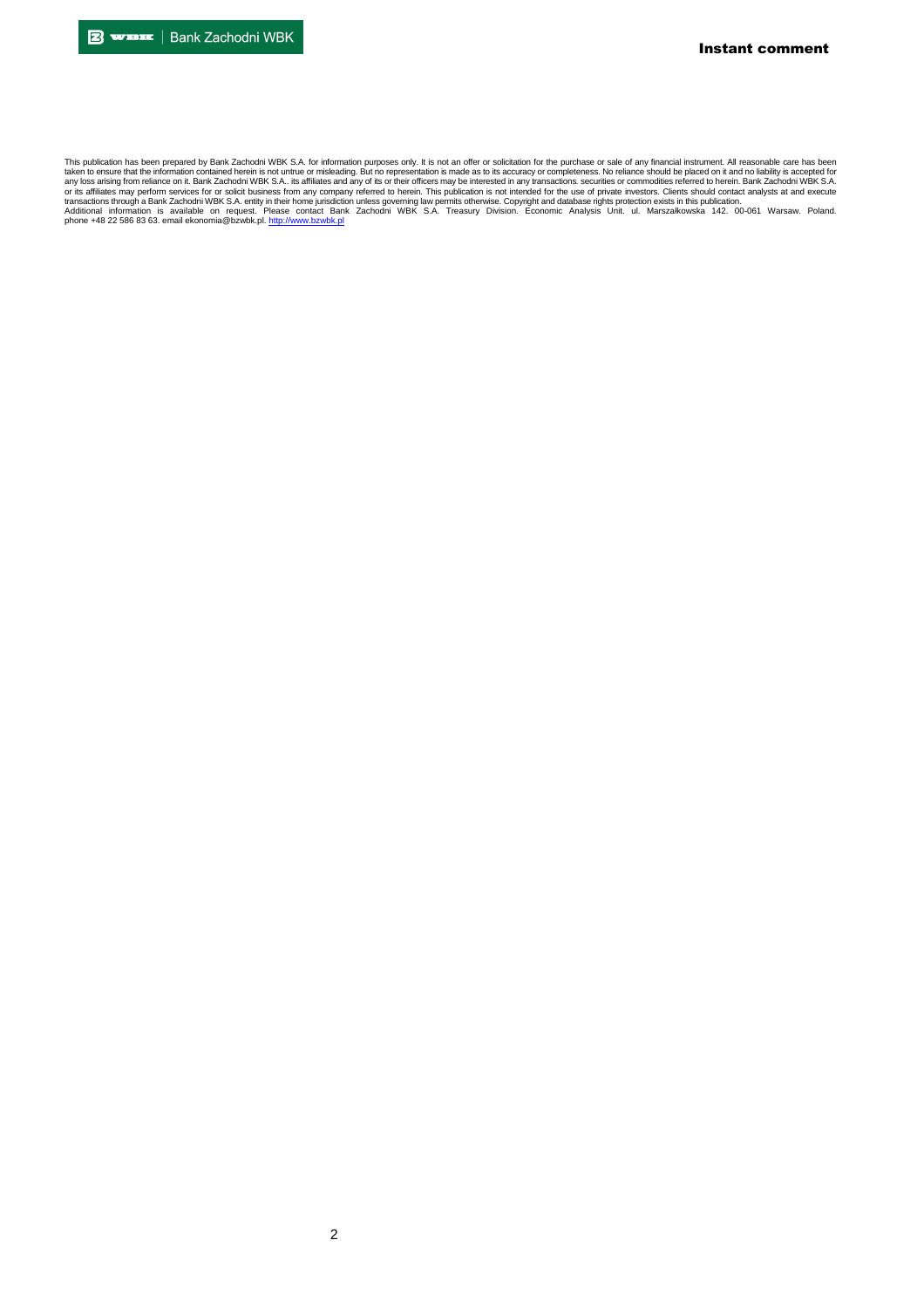This publication has been prepared by Bank Zachodni WBK S.A. for information purposes only. It is not an offer or solicitation for the purchase or sale of any financial instrument. All reasonable care has been taken to ensure that the information contained herein is not untrue or misleading. But no representation is made as to its accuracy or completeness. No reliance should be placed on it and no liability is accepted for any loss arising from reliance on it. Bank Zachodni WBK S.A.. its affiliates and any of its or their officers may be interested in any transactions. securities or commodities referred to herein. Bank Zachodni WBK S.A. or its affiliates may perform services for or solicit business from any company referred to herein. This publication is not intended for the use of private investors. Clients should contact analysts at and execute transactions through a Bank Zachodni WBK S.A. entity in their home jurisdiction unless governing law permits otherwise. Copyright and database rights protection exists in this publication.
Additional information is available on request. Please contact Bank Zachodni WBK S.A. Treasury Division. Economic Analysis Unit. ul. Marszałkowska 142. 00-061 Warsaw. Poland. phone +48 22 586 83 63. email ekonomia@bzwbk.pl. http://www.bzwbk.pl